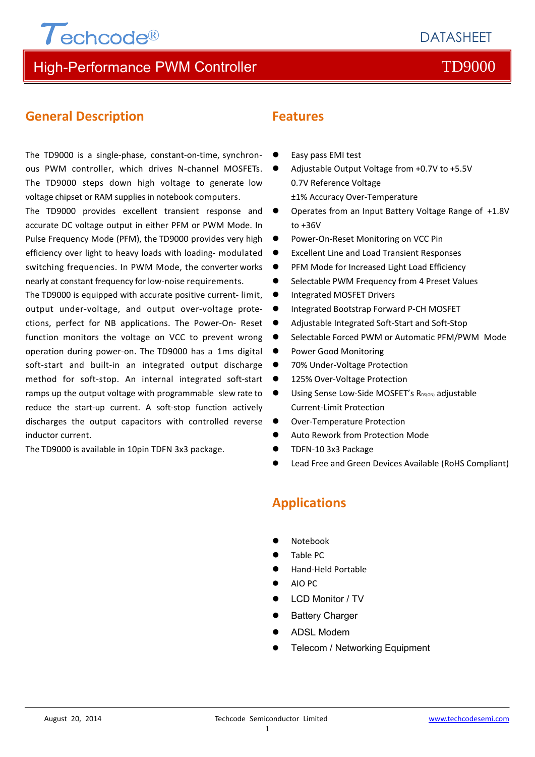# High-Performance PWM Controller TD9000

DATASHEET

## General Description

The TD9000 is a single-phase, constant-on-time, synchronous PWM controller, which drives N-channel MOSFETs. The TD9000 steps down high voltage to generate low voltage chipset or RAM supplies in notebook computers.

The TD9000 provides excellent transient response and accurate DC voltage output in either PFM or PWM Mode. In Pulse Frequency Mode (PFM), the TD9000 provides very high efficiency over light to heavy loads with loading- modulated switching frequencies. In PWM Mode, the converter works nearly at constant frequency for low-noise requirements.

The TD9000 is equipped with accurate positive current- limit, output under-voltage, and output over-voltage protections, perfect for NB applications. The Power-On- Reset function monitors the voltage on VCC to prevent wrong operation during power-on. The TD9000 has a 1ms digital soft-start and built-in an integrated output discharge method for soft-stop. An internal integrated soft-start ramps up the output voltage with programmable slew rate to reduce the start-up current. A soft-stop function actively discharges the output capacitors with controlled reverse inductor current.

The TD9000 is available in 10pin TDFN 3x3 package.

## Features

- Easy pass EMI test
- Adjustable Output Voltage from +0.7V to +5.5V
  0.7V Reference Voltage
  ±1% Accuracy Over-Temperature
- Operates from an Input Battery Voltage Range of +1.8V to +36V
- Power-On-Reset Monitoring on VCC Pin
- Excellent Line and Load Transient Responses
- PFM Mode for Increased Light Load Efficiency
- Selectable PWM Frequency from 4 Preset Values
- Integrated MOSFET Drivers
- Integrated Bootstrap Forward P-CH MOSFET
- Adjustable Integrated Soft-Start and Soft-Stop
- Selectable Forced PWM or Automatic PFM/PWM Mode
- Power Good Monitoring
- 70% Under-Voltage Protection
- 125% Over-Voltage Protection
- Using Sense Low-Side MOSFET's $R_{DS(ON)}$ adjustable Current-Limit Protection
- Over-Temperature Protection
- Auto Rework from Protection Mode
- TDFN-10 3x3 Package
- Lead Free and Green Devices Available (RoHS Compliant)

## Applications

- Notebook
- Table PC
- Hand-Held Portable
- AIO PC
- LCD Monitor / TV
- Battery Charger
- ADSL Modem
- Telecom / Networking Equipment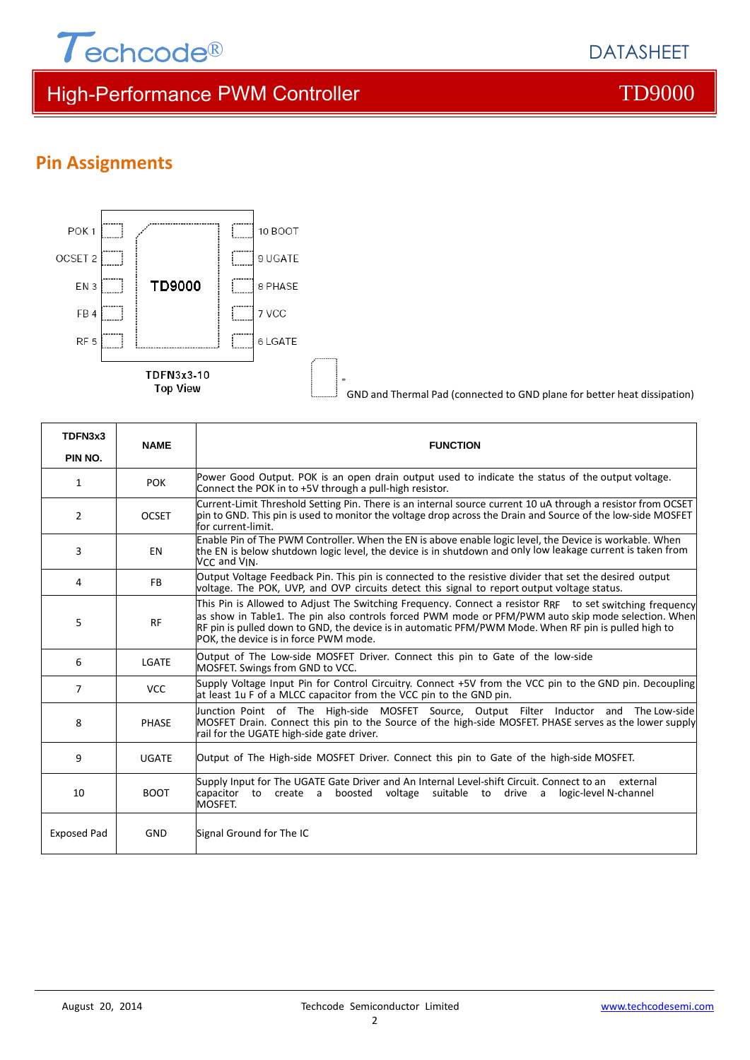## Pin Assignments

POK 1, OCSET 2, EN 3, FB 4, RF 5 — TD9000 — 10 BOOT, 9 UGATE, 8 PHASE, 7 VCC, 6 LGATE

TDFN3x3-10
Top View

= GND and Thermal Pad (connected to GND plane for better heat dissipation)

| TDFN3x3 PIN NO. | NAME | FUNCTION |
|---|---|---|
| 1 | POK | Power Good Output. POK is an open drain output used to indicate the status of the output voltage. Connect the POK in to +5V through a pull-high resistor. |
| 2 | OCSET | Current-Limit Threshold Setting Pin. There is an internal source current 10 uA through a resistor from OCSET pin to GND. This pin is used to monitor the voltage drop across the Drain and Source of the low-side MOSFET for current-limit. |
| 3 | EN | Enable Pin of The PWM Controller. When the EN is above enable logic level, the Device is workable. When the EN is below shutdown logic level, the device is in shutdown and only low leakage current is taken from $V_{CC}$ and $V_{IN}$. |
| 4 | FB | Output Voltage Feedback Pin. This pin is connected to the resistive divider that set the desired output voltage. The POK, UVP, and OVP circuits detect this signal to report output voltage status. |
| 5 | RF | This Pin is Allowed to Adjust The Switching Frequency. Connect a resistor $R_{RF}$ to set switching frequency as show in Table1. The pin also controls forced PWM mode or PFM/PWM auto skip mode selection. When RF pin is pulled down to GND, the device is in automatic PFM/PWM Mode. When RF pin is pulled high to POK, the device is in force PWM mode. |
| 6 | LGATE | Output of The Low-side MOSFET Driver. Connect this pin to Gate of the low-side MOSFET. Swings from GND to VCC. |
| 7 | VCC | Supply Voltage Input Pin for Control Circuitry. Connect +5V from the VCC pin to the GND pin. Decoupling at least 1u F of a MLCC capacitor from the VCC pin to the GND pin. |
| 8 | PHASE | Junction Point of The High-side MOSFET Source, Output Filter Inductor and The Low-side MOSFET Drain. Connect this pin to the Source of the high-side MOSFET. PHASE serves as the lower supply rail for the UGATE high-side gate driver. |
| 9 | UGATE | Output of The High-side MOSFET Driver. Connect this pin to Gate of the high-side MOSFET. |
| 10 | BOOT | Supply Input for The UGATE Gate Driver and An Internal Level-shift Circuit. Connect to an external capacitor to create a boosted voltage suitable to drive a logic-level N-channel MOSFET. |
| Exposed Pad | GND | Signal Ground for The IC |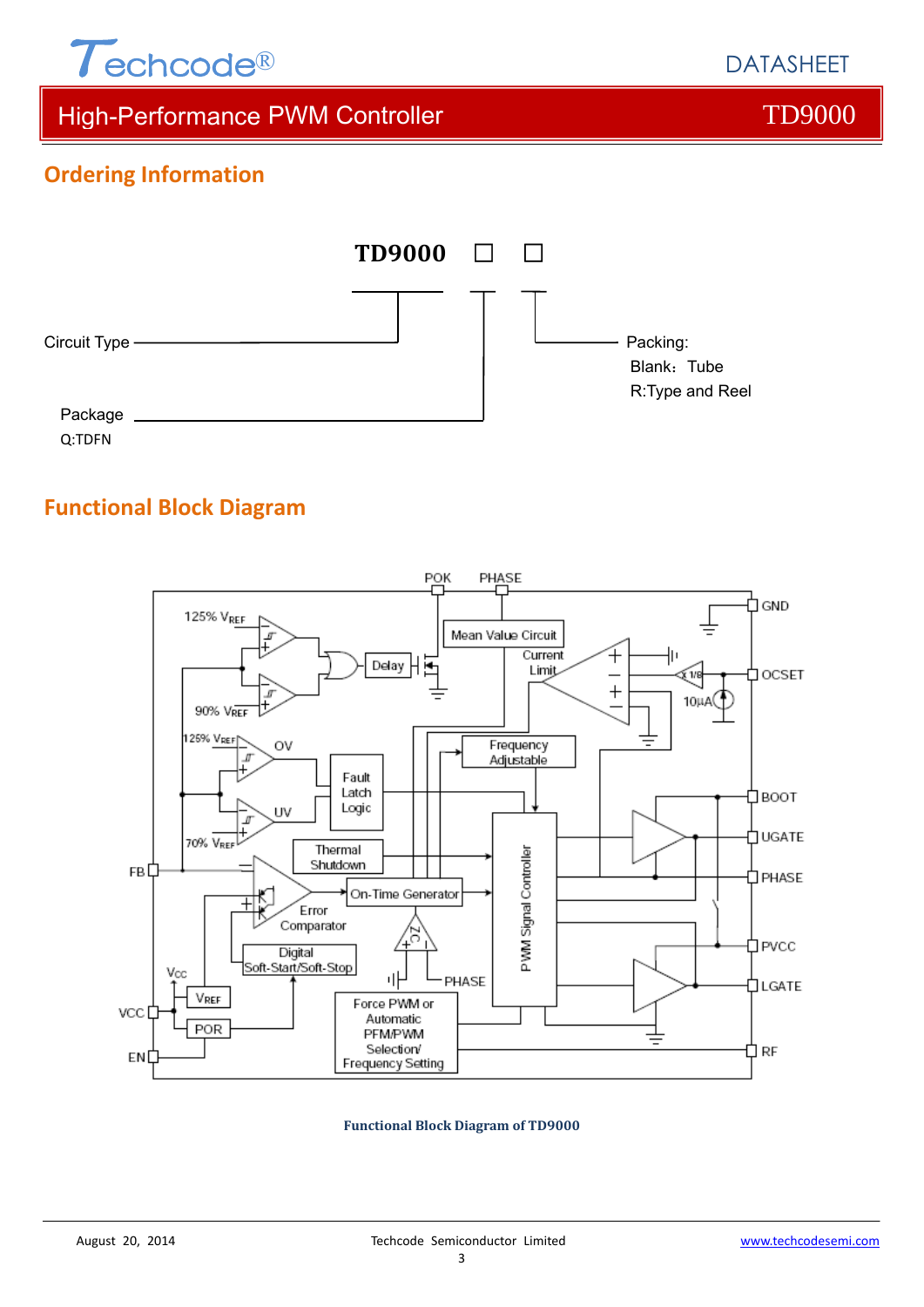## Ordering Information

TD9000 □ □

Circuit Type

Package
Q:TDFN

Packing:
Blank：Tube
R:Type and Reel

## Functional Block Diagram

**Functional Block Diagram of TD9000**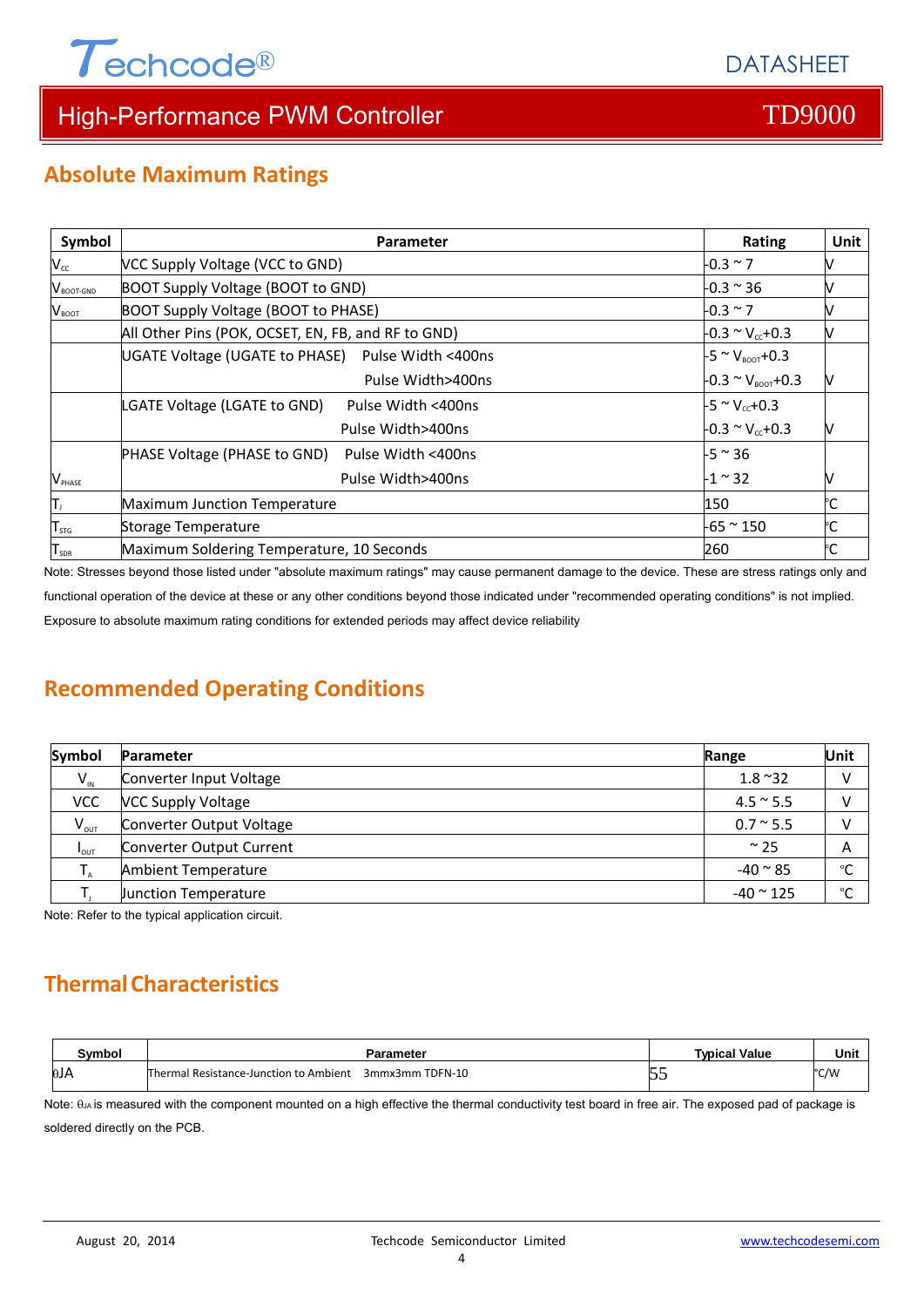## Absolute Maximum Ratings

| Symbol | Parameter | Rating | Unit |
|---|---|---|---|
| $V_{CC}$ | VCC Supply Voltage (VCC to GND) | -0.3 ~ 7 | V |
| $V_{BOOT-GND}$ | BOOT Supply Voltage (BOOT to GND) | -0.3 ~ 36 | V |
| $V_{BOOT}$ | BOOT Supply Voltage (BOOT to PHASE) | -0.3 ~ 7 | V |
| | All Other Pins (POK, OCSET, EN, FB, and RF to GND) | -0.3 ~ $V_{CC}$+0.3 | V |
| | UGATE Voltage (UGATE to PHASE) Pulse Width <400ns | -5 ~ $V_{BOOT}$+0.3 | |
| | Pulse Width>400ns | -0.3 ~ $V_{BOOT}$+0.3 | V |
| | LGATE Voltage (LGATE to GND) Pulse Width <400ns | -5 ~ $V_{CC}$+0.3 | |
| | Pulse Width>400ns | -0.3 ~ $V_{CC}$+0.3 | V |
| | PHASE Voltage (PHASE to GND) Pulse Width <400ns | -5 ~ 36 | |
| $V_{PHASE}$ | Pulse Width>400ns | -1 ~ 32 | V |
| $T_J$ | Maximum Junction Temperature | 150 | °C |
| $T_{STG}$ | Storage Temperature | -65 ~ 150 | °C |
| $T_{SDR}$ | Maximum Soldering Temperature, 10 Seconds | 260 | °C |

Note: Stresses beyond those listed under "absolute maximum ratings" may cause permanent damage to the device. These are stress ratings only and functional operation of the device at these or any other conditions beyond those indicated under "recommended operating conditions" is not implied. Exposure to absolute maximum rating conditions for extended periods may affect device reliability

## Recommended Operating Conditions

| Symbol | Parameter | Range | Unit |
|---|---|---|---|
| $V_{IN}$ | Converter Input Voltage | 1.8 ~32 | V |
| VCC | VCC Supply Voltage | 4.5 ~ 5.5 | V |
| $V_{OUT}$ | Converter Output Voltage | 0.7 ~ 5.5 | V |
| $I_{OUT}$ | Converter Output Current | ~ 25 | A |
| $T_A$ | Ambient Temperature | -40 ~ 85 | °C |
| $T_J$ | Junction Temperature | -40 ~ 125 | °C |

Note: Refer to the typical application circuit.

## Thermal Characteristics

| Symbol | Parameter | Typical Value | Unit |
|---|---|---|---|
| $\theta JA$ | Thermal Resistance-Junction to Ambient 3mmx3mm TDFN-10 | 55 | °C/W |

Note: $\theta_{JA}$ is measured with the component mounted on a high effective the thermal conductivity test board in free air. The exposed pad of package is soldered directly on the PCB.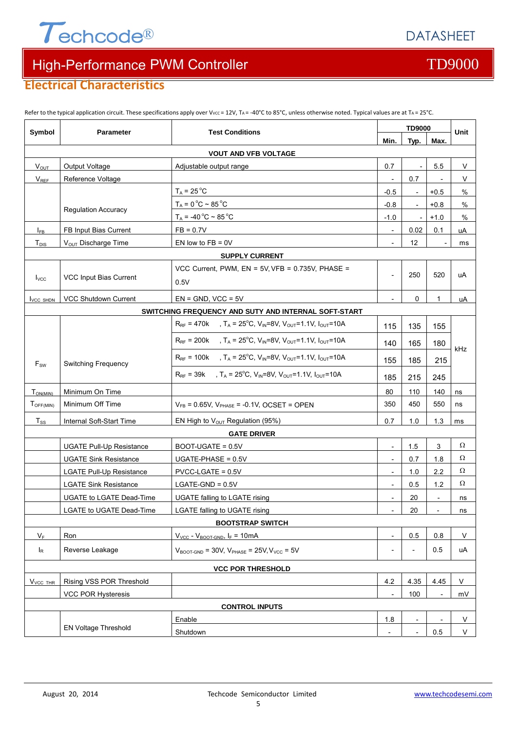## Electrical Characteristics

Refer to the typical application circuit. These specifications apply over $V_{VCC}$ = 12V, $T_A$ = -40°C to 85°C, unless otherwise noted. Typical values are at $T_A$ = 25°C.

| Symbol | Parameter | Test Conditions | TD9000 Min. | TD9000 Typ. | TD9000 Max. | Unit |
|---|---|---|---|---|---|---|
| **VOUT AND VFB VOLTAGE** | | | | | | |
| $V_{OUT}$ | Output Voltage | Adjustable output range | 0.7 | - | 5.5 | V |
| $V_{REF}$ | Reference Voltage | | - | 0.7 | - | V |
| | Regulation Accuracy | $T_A$ = 25°C | -0.5 | - | +0.5 | % |
| | | $T_A$ = 0°C ~ 85°C | -0.8 | - | +0.8 | % |
| | | $T_A$ = -40°C ~ 85°C | -1.0 | - | +1.0 | % |
| $I_{FB}$ | FB Input Bias Current | FB = 0.7V | - | 0.02 | 0.1 | uA |
| $T_{DIS}$ | $V_{OUT}$ Discharge Time | EN low to FB = 0V | - | 12 | - | ms |
| **SUPPLY CURRENT** | | | | | | |
| $I_{VCC}$ | VCC Input Bias Current | VCC Current, PWM, EN = 5V, VFB = 0.735V, PHASE = 0.5V | - | 250 | 520 | uA |
| $I_{VCC\_SHDN}$ | VCC Shutdown Current | EN = GND, VCC = 5V | - | 0 | 1 | uA |
| **SWITCHING FREQUENCY AND SUTY AND INTERNAL SOFT-START** | | | | | | |
| $F_{SW}$ | Switching Frequency | $R_{RF}$ = 470k, $T_A$ = 25°C, $V_{IN}$=8V, $V_{OUT}$=1.1V, $I_{OUT}$=10A | 115 | 135 | 155 | kHz |
| | | $R_{RF}$ = 200k, $T_A$ = 25°C, $V_{IN}$=8V, $V_{OUT}$=1.1V, $I_{OUT}$=10A | 140 | 165 | 180 | kHz |
| | | $R_{RF}$ = 100k, $T_A$ = 25°C, $V_{IN}$=8V, $V_{OUT}$=1.1V, $I_{OUT}$=10A | 155 | 185 | 215 | kHz |
| | | $R_{RF}$ = 39k, $T_A$ = 25°C, $V_{IN}$=8V, $V_{OUT}$=1.1V, $I_{OUT}$=10A | 185 | 215 | 245 | kHz |
| $T_{ON(MIN)}$ | Minimum On Time | | 80 | 110 | 140 | ns |
| $T_{OFF(MIN)}$ | Minimum Off Time | $V_{FB}$ = 0.65V, $V_{PHASE}$ = -0.1V, OCSET = OPEN | 350 | 450 | 550 | ns |
| $T_{SS}$ | Internal Soft-Start Time | EN High to $V_{OUT}$ Regulation (95%) | 0.7 | 1.0 | 1.3 | ms |
| **GATE DRIVER** | | | | | | |
| | UGATE Pull-Up Resistance | BOOT-UGATE = 0.5V | - | 1.5 | 3 | Ω |
| | UGATE Sink Resistance | UGATE-PHASE = 0.5V | - | 0.7 | 1.8 | Ω |
| | LGATE Pull-Up Resistance | PVCC-LGATE = 0.5V | - | 1.0 | 2.2 | Ω |
| | LGATE Sink Resistance | LGATE-GND = 0.5V | - | 0.5 | 1.2 | Ω |
| | UGATE to LGATE Dead-Time | UGATE falling to LGATE rising | - | 20 | - | ns |
| | LGATE to UGATE Dead-Time | LGATE falling to UGATE rising | - | 20 | - | ns |
| **BOOTSTRAP SWITCH** | | | | | | |
| $V_F$ | Ron | $V_{VCC}$ - $V_{BOOT-GND}$, $I_F$ = 10mA | - | 0.5 | 0.8 | V |
| $I_R$ | Reverse Leakage | $V_{BOOT-GND}$ = 30V, $V_{PHASE}$ = 25V, $V_{VCC}$ = 5V | - | - | 0.5 | uA |
| **VCC POR THRESHOLD** | | | | | | |
| $V_{VCC\_THR}$ | Rising VSS POR Threshold | | 4.2 | 4.35 | 4.45 | V |
| | VCC POR Hysteresis | | - | 100 | - | mV |
| **CONTROL INPUTS** | | | | | | |
| | EN Voltage Threshold | Enable | 1.8 | - | - | V |
| | | Shutdown | - | - | 0.5 | V |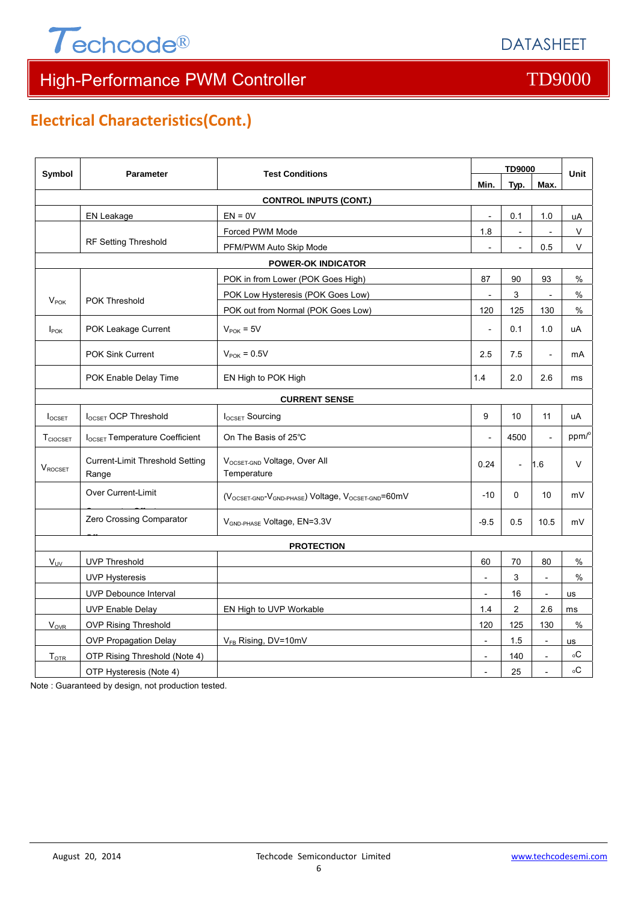## Electrical Characteristics(Cont.)

| Symbol | Parameter | Test Conditions | TD9000 | | | Unit |
|---|---|---|---|---|---|---|
| | | | Min. | Typ. | Max. | |
| **CONTROL INPUTS (CONT.)** | | | | | | |
| | EN Leakage | EN = 0V | - | 0.1 | 1.0 | uA |
| | RF Setting Threshold | Forced PWM Mode | 1.8 | - | - | V |
| | | PFM/PWM Auto Skip Mode | - | - | 0.5 | V |
| **POWER-OK INDICATOR** | | | | | | |
| $V_{POK}$ | POK Threshold | POK in from Lower (POK Goes High) | 87 | 90 | 93 | % |
| | | POK Low Hysteresis (POK Goes Low) | - | 3 | - | % |
| | | POK out from Normal (POK Goes Low) | 120 | 125 | 130 | % |
| $I_{POK}$ | POK Leakage Current | $V_{POK}$ = 5V | - | 0.1 | 1.0 | uA |
| | POK Sink Current | $V_{POK}$ = 0.5V | 2.5 | 7.5 | - | mA |
| | POK Enable Delay Time | EN High to POK High | 1.4 | 2.0 | 2.6 | ms |
| **CURRENT SENSE** | | | | | | |
| $I_{OCSET}$ | $I_{OCSET}$ OCP Threshold | $I_{OCSET}$ Sourcing | 9 | 10 | 11 | uA |
| $T_{CIOCSET}$ | $I_{OCSET}$ Temperature Coefficient | On The Basis of 25℃ | - | 4500 | - | ppm/°C |
| $V_{ROCSET}$ | Current-Limit Threshold Setting Range | $V_{OCSET-GND}$ Voltage, Over All Temperature | 0.24 | - | 1.6 | V |
| | Over Current-Limit | ($V_{OCSET-GND}$-$V_{GND-PHASE}$) Voltage, $V_{OCSET-GND}$=60mV | -10 | 0 | 10 | mV |
| | Zero Crossing Comparator | $V_{GND-PHASE}$ Voltage, EN=3.3V | -9.5 | 0.5 | 10.5 | mV |
| **PROTECTION** | | | | | | |
| $V_{UV}$ | UVP Threshold | | 60 | 70 | 80 | % |
| | UVP Hysteresis | | - | 3 | - | % |
| | UVP Debounce Interval | | - | 16 | - | us |
| | UVP Enable Delay | EN High to UVP Workable | 1.4 | 2 | 2.6 | ms |
| $V_{OVR}$ | OVP Rising Threshold | | 120 | 125 | 130 | % |
| | OVP Propagation Delay | $V_{FB}$ Rising, DV=10mV | - | 1.5 | - | us |
| $T_{OTR}$ | OTP Rising Threshold (Note 4) | | - | 140 | - | °C |
| | OTP Hysteresis (Note 4) | | - | 25 | - | °C |

Note : Guaranteed by design, not production tested.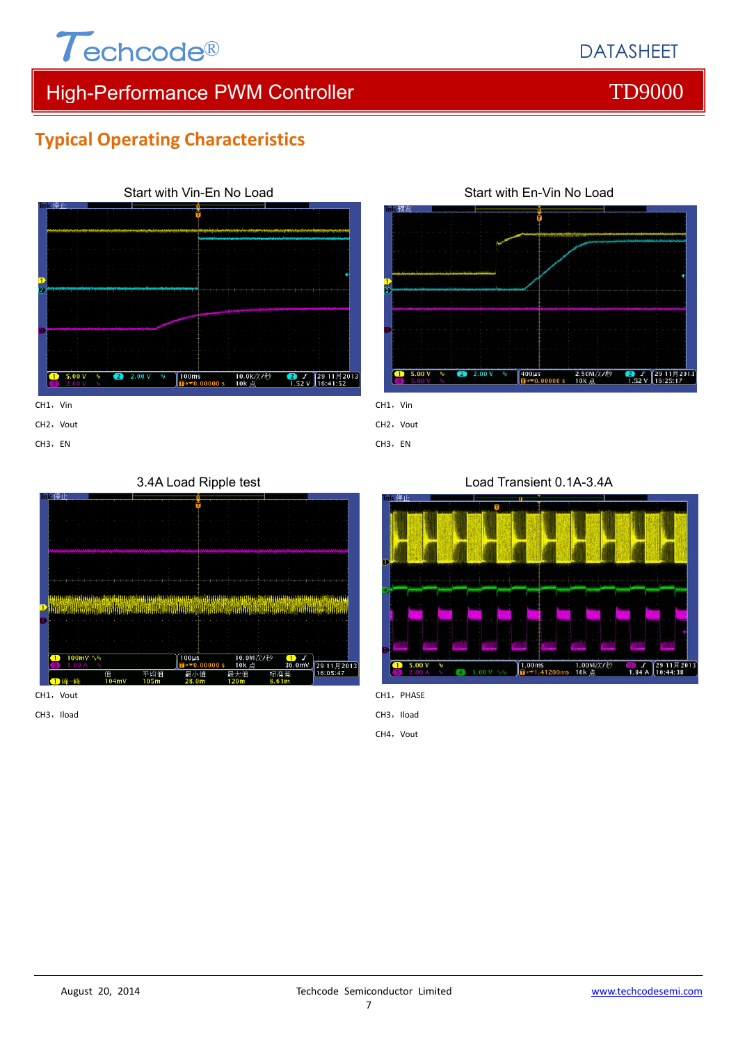## Typical Operating Characteristics

Start with Vin-En No Load

CH1，Vin

CH2，Vout

CH3，EN

Start with En-Vin No Load

CH1，Vin

CH2，Vout

CH3，EN

3.4A Load Ripple test

CH1，Vout

CH3，Iload

Load Transient 0.1A-3.4A

CH1，PHASE

CH3，Iload

CH4，Vout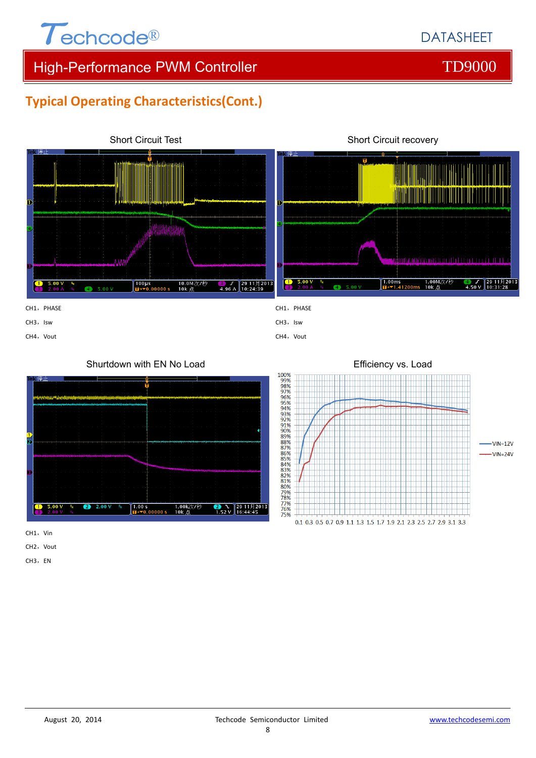## Typical Operating Characteristics(Cont.)

Short Circuit Test

CH1，PHASE

CH3，Isw

CH4，Vout

Short Circuit recovery

CH1，PHASE

CH3，Isw

CH4，Vout

Shurtdown with EN No Load

CH1，Vin

CH2，Vout

CH3，EN

Efficiency vs. Load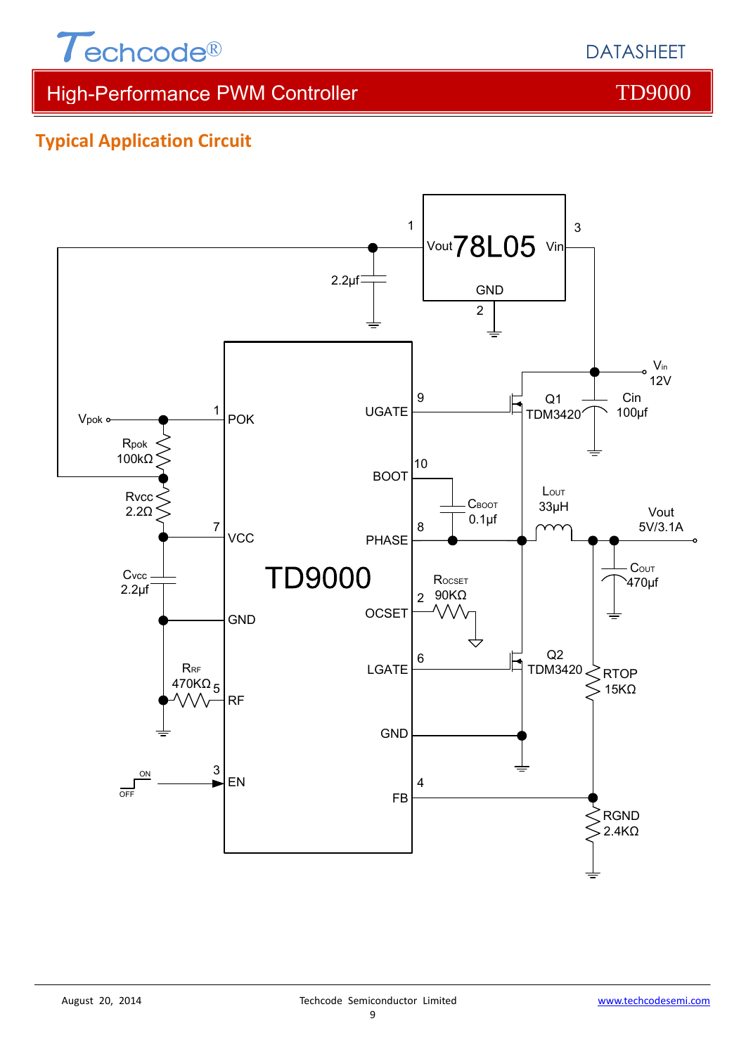## Typical Application Circuit

78L05

Vout
Vin
GND
1
3
2
2.2μf

Vin 12V
Cin 100μf

Q1 TDM3420

Vpok
Rpok 100kΩ
Rvcc 2.2Ω
Cvcc 2.2μf
RRF 470KΩ
ON
OFF

1 POK
7 VCC
GND
5 RF
3 EN

TD9000

9 UGATE
10 BOOT
8 PHASE
2 OCSET
6 LGATE
GND
4 FB

CBOOT 0.1μf
ROCSET 90KΩ
LOUT 33μH
Vout 5V/3.1A
COUT 470μf
Q2 TDM3420
RTOP 15KΩ
RGND 2.4KΩ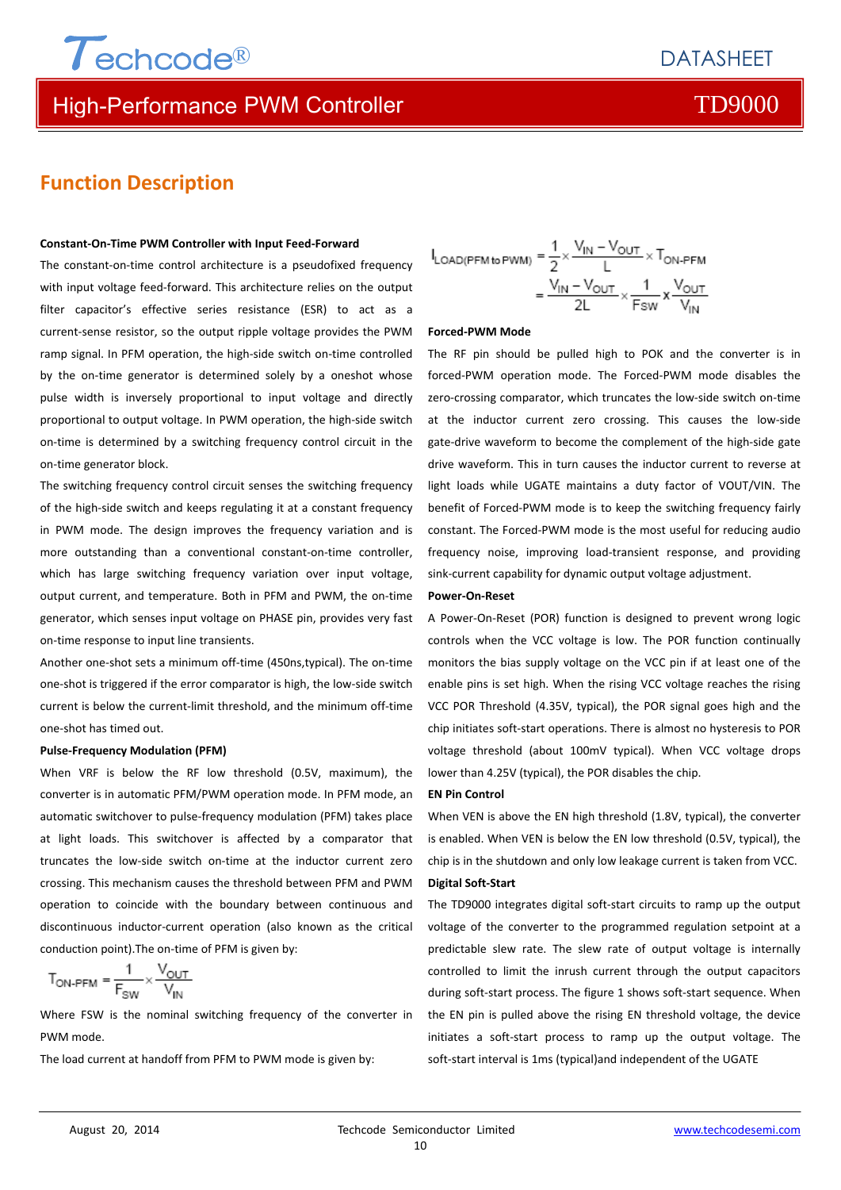## Function Description

**Constant-On-Time PWM Controller with Input Feed-Forward**

The constant-on-time control architecture is a pseudofixed frequency with input voltage feed-forward. This architecture relies on the output filter capacitor's effective series resistance (ESR) to act as a current-sense resistor, so the output ripple voltage provides the PWM ramp signal. In PFM operation, the high-side switch on-time controlled by the on-time generator is determined solely by a oneshot whose pulse width is inversely proportional to input voltage and directly proportional to output voltage. In PWM operation, the high-side switch on-time is determined by a switching frequency control circuit in the on-time generator block.

The switching frequency control circuit senses the switching frequency of the high-side switch and keeps regulating it at a constant frequency in PWM mode. The design improves the frequency variation and is more outstanding than a conventional constant-on-time controller, which has large switching frequency variation over input voltage, output current, and temperature. Both in PFM and PWM, the on-time generator, which senses input voltage on PHASE pin, provides very fast on-time response to input line transients.

Another one-shot sets a minimum off-time (450ns,typical). The on-time one-shot is triggered if the error comparator is high, the low-side switch current is below the current-limit threshold, and the minimum off-time one-shot has timed out.

**Pulse-Frequency Modulation (PFM)**

When VRF is below the RF low threshold (0.5V, maximum), the converter is in automatic PFM/PWM operation mode. In PFM mode, an automatic switchover to pulse-frequency modulation (PFM) takes place at light loads. This switchover is affected by a comparator that truncates the low-side switch on-time at the inductor current zero crossing. This mechanism causes the threshold between PFM and PWM operation to coincide with the boundary between continuous and discontinuous inductor-current operation (also known as the critical conduction point).The on-time of PFM is given by:

$$T_{ON\text{-}PFM} = \frac{1}{F_{SW}} \times \frac{V_{OUT}}{V_{IN}}$$

Where FSW is the nominal switching frequency of the converter in PWM mode.

The load current at handoff from PFM to PWM mode is given by:

$$I_{LOAD(PFM\ to\ PWM)} = \frac{1}{2} \times \frac{V_{IN} - V_{OUT}}{L} \times T_{ON\text{-}PFM}$$

$$= \frac{V_{IN} - V_{OUT}}{2L} \times \frac{1}{F_{SW}} \times \frac{V_{OUT}}{V_{IN}}$$

**Forced-PWM Mode**

The RF pin should be pulled high to POK and the converter is in forced-PWM operation mode. The Forced-PWM mode disables the zero-crossing comparator, which truncates the low-side switch on-time at the inductor current zero crossing. This causes the low-side gate-drive waveform to become the complement of the high-side gate drive waveform. This in turn causes the inductor current to reverse at light loads while UGATE maintains a duty factor of VOUT/VIN. The benefit of Forced-PWM mode is to keep the switching frequency fairly constant. The Forced-PWM mode is the most useful for reducing audio frequency noise, improving load-transient response, and providing sink-current capability for dynamic output voltage adjustment.

**Power-On-Reset**

A Power-On-Reset (POR) function is designed to prevent wrong logic controls when the VCC voltage is low. The POR function continually monitors the bias supply voltage on the VCC pin if at least one of the enable pins is set high. When the rising VCC voltage reaches the rising VCC POR Threshold (4.35V, typical), the POR signal goes high and the chip initiates soft-start operations. There is almost no hysteresis to POR voltage threshold (about 100mV typical). When VCC voltage drops lower than 4.25V (typical), the POR disables the chip.

**EN Pin Control**

When VEN is above the EN high threshold (1.8V, typical), the converter is enabled. When VEN is below the EN low threshold (0.5V, typical), the chip is in the shutdown and only low leakage current is taken from VCC.

**Digital Soft-Start**

The TD9000 integrates digital soft-start circuits to ramp up the output voltage of the converter to the programmed regulation setpoint at a predictable slew rate. The slew rate of output voltage is internally controlled to limit the inrush current through the output capacitors during soft-start process. The figure 1 shows soft-start sequence. When the EN pin is pulled above the rising EN threshold voltage, the device initiates a soft-start process to ramp up the output voltage. The soft-start interval is 1ms (typical)and independent of the UGATE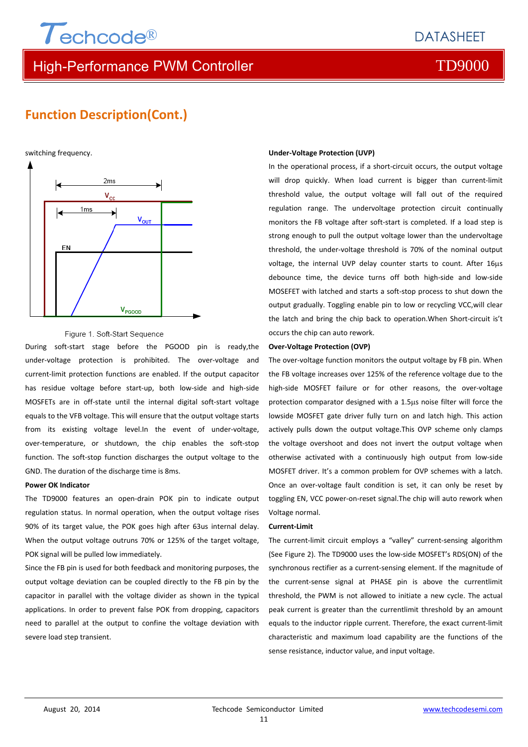## Function Description(Cont.)

switching frequency.

Figure 1. Soft-Start Sequence

During soft-start stage before the PGOOD pin is ready,the under-voltage protection is prohibited. The over-voltage and current-limit protection functions are enabled. If the output capacitor has residue voltage before start-up, both low-side and high-side MOSFETs are in off-state until the internal digital soft-start voltage equals to the VFB voltage. This will ensure that the output voltage starts from its existing voltage level.In the event of under-voltage, over-temperature, or shutdown, the chip enables the soft-stop function. The soft-stop function discharges the output voltage to the GND. The duration of the discharge time is 8ms.

**Power OK Indicator**

The TD9000 features an open-drain POK pin to indicate output regulation status. In normal operation, when the output voltage rises 90% of its target value, the POK goes high after 63us internal delay. When the output voltage outruns 70% or 125% of the target voltage, POK signal will be pulled low immediately.

Since the FB pin is used for both feedback and monitoring purposes, the output voltage deviation can be coupled directly to the FB pin by the capacitor in parallel with the voltage divider as shown in the typical applications. In order to prevent false POK from dropping, capacitors need to parallel at the output to confine the voltage deviation with severe load step transient.

**Under-Voltage Protection (UVP)**

In the operational process, if a short-circuit occurs, the output voltage will drop quickly. When load current is bigger than current-limit threshold value, the output voltage will fall out of the required regulation range. The undervoltage protection circuit continually monitors the FB voltage after soft-start is completed. If a load step is strong enough to pull the output voltage lower than the undervoltage threshold, the under-voltage threshold is 70% of the nominal output voltage, the internal UVP delay counter starts to count. After 16μs debounce time, the device turns off both high-side and low-side MOSFET with latched and starts a soft-stop process to shut down the output gradually. Toggling enable pin to low or recycling VCC,will clear the latch and bring the chip back to operation.When Short-circuit is't occurs the chip can auto rework.

**Over-Voltage Protection (OVP)**

The over-voltage function monitors the output voltage by FB pin. When the FB voltage increases over 125% of the reference voltage due to the high-side MOSFET failure or for other reasons, the over-voltage protection comparator designed with a 1.5μs noise filter will force the lowside MOSFET gate driver fully turn on and latch high. This action actively pulls down the output voltage.This OVP scheme only clamps the voltage overshoot and does not invert the output voltage when otherwise activated with a continuously high output from low-side MOSFET driver. It's a common problem for OVP schemes with a latch. Once an over-voltage fault condition is set, it can only be reset by toggling EN, VCC power-on-reset signal.The chip will auto rework when Voltage normal.

**Current-Limit**

The current-limit circuit employs a "valley" current-sensing algorithm (See Figure 2). The TD9000 uses the low-side MOSFET's RDS(ON) of the synchronous rectifier as a current-sensing element. If the magnitude of the current-sense signal at PHASE pin is above the currentlimit threshold, the PWM is not allowed to initiate a new cycle. The actual peak current is greater than the currentlimit threshold by an amount equals to the inductor ripple current. Therefore, the exact current-limit characteristic and maximum load capability are the functions of the sense resistance, inductor value, and input voltage.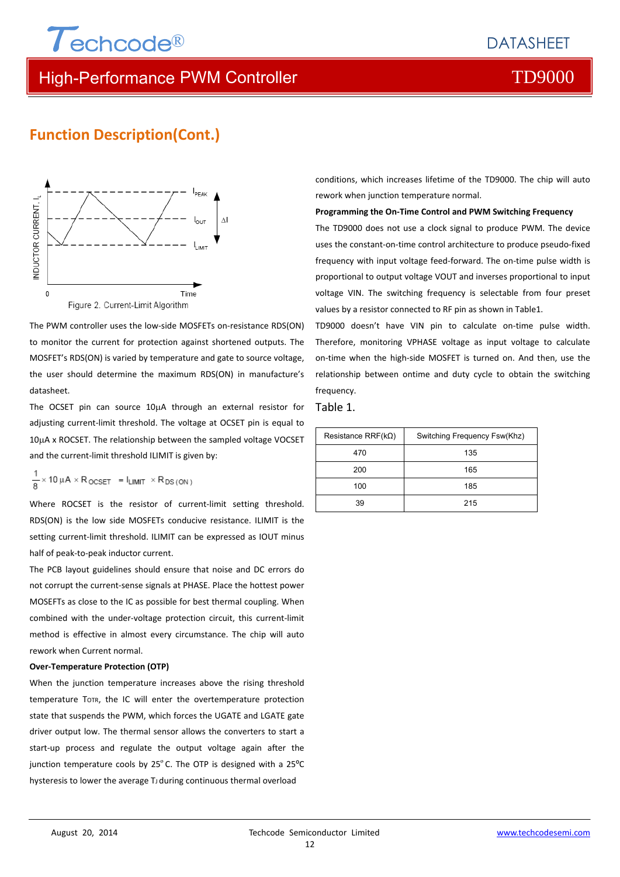## Function Description(Cont.)

Figure 2. Current-Limit Algorithm

The PWM controller uses the low-side MOSFETs on-resistance RDS(ON) to monitor the current for protection against shortened outputs. The MOSFET's RDS(ON) is varied by temperature and gate to source voltage, the user should determine the maximum RDS(ON) in manufacture's datasheet.

The OCSET pin can source 10μA through an external resistor for adjusting current-limit threshold. The voltage at OCSET pin is equal to 10μA x ROCSET. The relationship between the sampled voltage VOCSET and the current-limit threshold ILIMIT is given by:

$$\frac{1}{8} \times 10\,\mu A \times R_{OCSET} = I_{LIMIT} \times R_{DS(ON)}$$

Where ROCSET is the resistor of current-limit setting threshold. RDS(ON) is the low side MOSFETs conducive resistance. ILIMIT is the setting current-limit threshold. ILIMIT can be expressed as IOUT minus half of peak-to-peak inductor current.

The PCB layout guidelines should ensure that noise and DC errors do not corrupt the current-sense signals at PHASE. Place the hottest power MOSEFTs as close to the IC as possible for best thermal coupling. When combined with the under-voltage protection circuit, this current-limit method is effective in almost every circumstance. The chip will auto rework when Current normal.

**Over-Temperature Protection (OTP)**

When the junction temperature increases above the rising threshold temperature $T_{OTR}$, the IC will enter the overtemperature protection state that suspends the PWM, which forces the UGATE and LGATE gate driver output low. The thermal sensor allows the converters to start a start-up process and regulate the output voltage again after the junction temperature cools by 25°C. The OTP is designed with a 25°C hysteresis to lower the average $T_J$ during continuous thermal overload conditions, which increases lifetime of the TD9000. The chip will auto rework when junction temperature normal.

**Programming the On-Time Control and PWM Switching Frequency**

The TD9000 does not use a clock signal to produce PWM. The device uses the constant-on-time control architecture to produce pseudo-fixed frequency with input voltage feed-forward. The on-time pulse width is proportional to output voltage VOUT and inverses proportional to input voltage VIN. The switching frequency is selectable from four preset values by a resistor connected to RF pin as shown in Table1.

TD9000 doesn't have VIN pin to calculate on-time pulse width. Therefore, monitoring VPHASE voltage as input voltage to calculate on-time when the high-side MOSFET is turned on. And then, use the relationship between ontime and duty cycle to obtain the switching frequency.

Table 1.

| Resistance RRF(kΩ) | Switching Frequency Fsw(Khz) |
|---|---|
| 470 | 135 |
| 200 | 165 |
| 100 | 185 |
| 39 | 215 |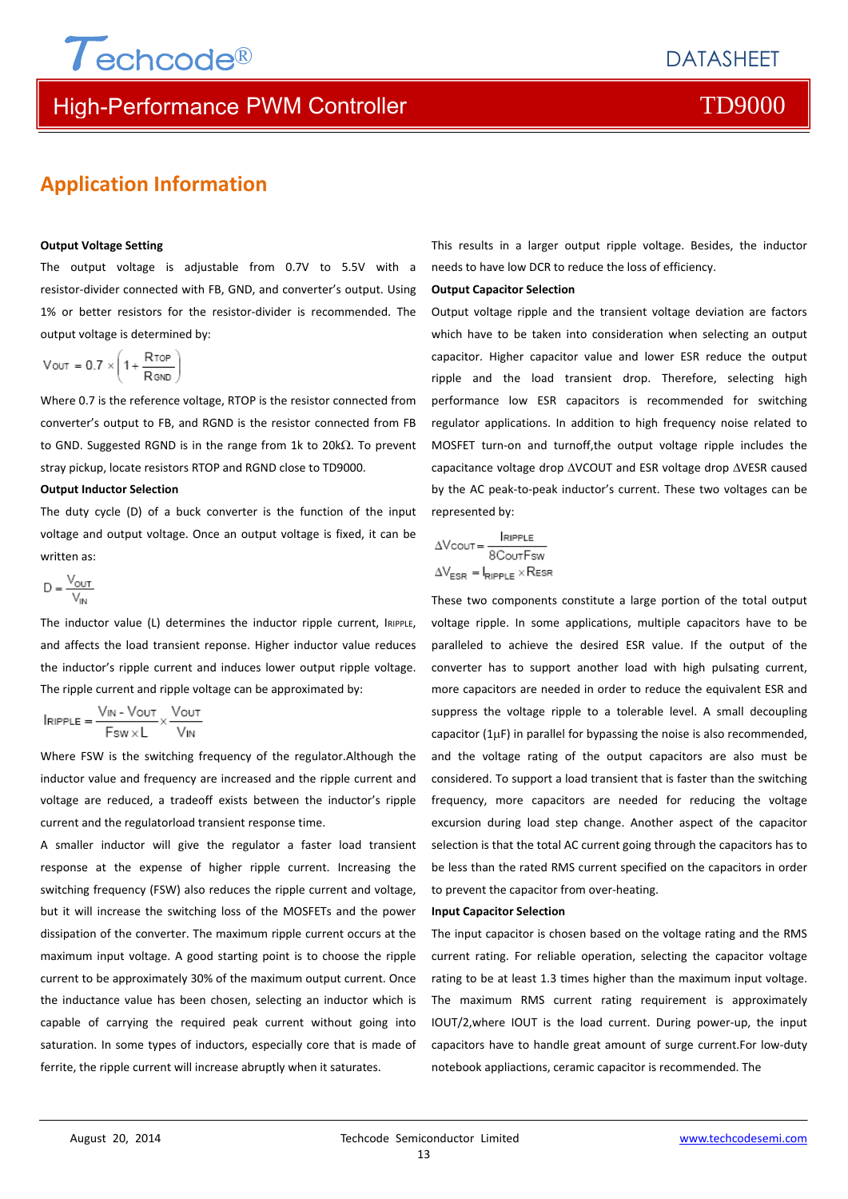## Application Information

**Output Voltage Setting**

The output voltage is adjustable from 0.7V to 5.5V with a resistor-divider connected with FB, GND, and converter's output. Using 1% or better resistors for the resistor-divider is recommended. The output voltage is determined by:

$$V_{OUT} = 0.7 \times \left(1 + \frac{R_{TOP}}{R_{GND}}\right)$$

Where 0.7 is the reference voltage, RTOP is the resistor connected from converter's output to FB, and RGND is the resistor connected from FB to GND. Suggested RGND is in the range from 1k to 20kΩ. To prevent stray pickup, locate resistors RTOP and RGND close to TD9000.

**Output Inductor Selection**

The duty cycle (D) of a buck converter is the function of the input voltage and output voltage. Once an output voltage is fixed, it can be written as:

$$D = \frac{V_{OUT}}{V_{IN}}$$

The inductor value (L) determines the inductor ripple current, $I_{RIPPLE}$, and affects the load transient reponse. Higher inductor value reduces the inductor's ripple current and induces lower output ripple voltage. The ripple current and ripple voltage can be approximated by:

$$I_{RIPPLE} = \frac{V_{IN} - V_{OUT}}{F_{SW} \times L} \times \frac{V_{OUT}}{V_{IN}}$$

Where FSW is the switching frequency of the regulator.Although the inductor value and frequency are increased and the ripple current and voltage are reduced, a tradeoff exists between the inductor's ripple current and the regulatorload transient response time.

A smaller inductor will give the regulator a faster load transient response at the expense of higher ripple current. Increasing the switching frequency (FSW) also reduces the ripple current and voltage, but it will increase the switching loss of the MOSFETs and the power dissipation of the converter. The maximum ripple current occurs at the maximum input voltage. A good starting point is to choose the ripple current to be approximately 30% of the maximum output current. Once the inductance value has been chosen, selecting an inductor which is capable of carrying the required peak current without going into saturation. In some types of inductors, especially core that is made of ferrite, the ripple current will increase abruptly when it saturates. This results in a larger output ripple voltage. Besides, the inductor needs to have low DCR to reduce the loss of efficiency.

**Output Capacitor Selection**

Output voltage ripple and the transient voltage deviation are factors which have to be taken into consideration when selecting an output capacitor. Higher capacitor value and lower ESR reduce the output ripple and the load transient drop. Therefore, selecting high performance low ESR capacitors is recommended for switching regulator applications. In addition to high frequency noise related to MOSFET turn-on and turnoff,the output voltage ripple includes the capacitance voltage drop ΔVCOUT and ESR voltage drop ΔVESR caused by the AC peak-to-peak inductor's current. These two voltages can be represented by:

$$\Delta V_{COUT} = \frac{I_{RIPPLE}}{8 C_{OUT} F_{SW}}$$

$$\Delta V_{ESR} = I_{RIPPLE} \times R_{ESR}$$

These two components constitute a large portion of the total output voltage ripple. In some applications, multiple capacitors have to be paralleled to achieve the desired ESR value. If the output of the converter has to support another load with high pulsating current, more capacitors are needed in order to reduce the equivalent ESR and suppress the voltage ripple to a tolerable level. A small decoupling capacitor (1μF) in parallel for bypassing the noise is also recommended, and the voltage rating of the output capacitors are also must be considered. To support a load transient that is faster than the switching frequency, more capacitors are needed for reducing the voltage excursion during load step change. Another aspect of the capacitor selection is that the total AC current going through the capacitors has to be less than the rated RMS current specified on the capacitors in order to prevent the capacitor from over-heating.

**Input Capacitor Selection**

The input capacitor is chosen based on the voltage rating and the RMS current rating. For reliable operation, selecting the capacitor voltage rating to be at least 1.3 times higher than the maximum input voltage. The maximum RMS current rating requirement is approximately IOUT/2,where IOUT is the load current. During power-up, the input capacitors have to handle great amount of surge current.For low-duty notebook appliactions, ceramic capacitor is recommended. The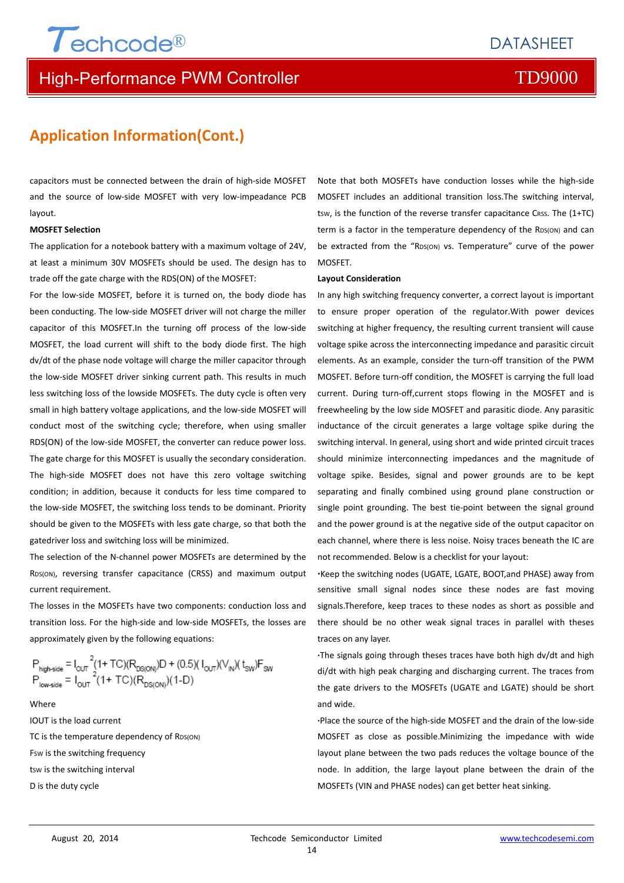## Application Information(Cont.)

capacitors must be connected between the drain of high-side MOSFET and the source of low-side MOSFET with very low-impeadance PCB layout.

**MOSFET Selection**

The application for a notebook battery with a maximum voltage of 24V, at least a minimum 30V MOSFETs should be used. The design has to trade off the gate charge with the RDS(ON) of the MOSFET:

For the low-side MOSFET, before it is turned on, the body diode has been conducting. The low-side MOSFET driver will not charge the miller capacitor of this MOSFET.In the turning off process of the low-side MOSFET, the load current will shift to the body diode first. The high dv/dt of the phase node voltage will charge the miller capacitor through the low-side MOSFET driver sinking current path. This results in much less switching loss of the lowside MOSFETs. The duty cycle is often very small in high battery voltage applications, and the low-side MOSFET will conduct most of the switching cycle; therefore, when using smaller RDS(ON) of the low-side MOSFET, the converter can reduce power loss. The gate charge for this MOSFET is usually the secondary consideration. The high-side MOSFET does not have this zero voltage switching condition; in addition, because it conducts for less time compared to the low-side MOSFET, the switching loss tends to be dominant. Priority should be given to the MOSFETs with less gate charge, so that both the gatedriver loss and switching loss will be minimized.

The selection of the N-channel power MOSFETs are determined by the $R_{DS(ON)}$, reversing transfer capacitance (CRSS) and maximum output current requirement.

The losses in the MOSFETs have two components: conduction loss and transition loss. For the high-side and low-side MOSFETs, the losses are approximately given by the following equations:

$$P_{high\text{-}side} = I_{OUT}^{\,2}(1+TC)(R_{DS(ON)})D + (0.5)(I_{OUT})(V_{IN})(t_{SW})F_{SW}$$

$$P_{low\text{-}side} = I_{OUT}^{\,2}(1+TC)(R_{DS(ON)})(1\text{-}D)$$

Where

IOUT is the load current

TC is the temperature dependency of $R_{DS(ON)}$

$F_{SW}$ is the switching frequency

$t_{SW}$ is the switching interval

D is the duty cycle

Note that both MOSFETs have conduction losses while the high-side MOSFET includes an additional transition loss.The switching interval, $t_{SW}$, is the function of the reverse transfer capacitance $C_{RSS}$. The (1+TC) term is a factor in the temperature dependency of the $R_{DS(ON)}$ and can be extracted from the "$R_{DS(ON)}$ vs. Temperature" curve of the power MOSFET.

**Layout Consideration**

In any high switching frequency converter, a correct layout is important to ensure proper operation of the regulator.With power devices switching at higher frequency, the resulting current transient will cause voltage spike across the interconnecting impedance and parasitic circuit elements. As an example, consider the turn-off transition of the PWM MOSFET. Before turn-off condition, the MOSFET is carrying the full load current. During turn-off,current stops flowing in the MOSFET and is freewheeling by the low side MOSFET and parasitic diode. Any parasitic inductance of the circuit generates a large voltage spike during the switching interval. In general, using short and wide printed circuit traces should minimize interconnecting impedances and the magnitude of voltage spike. Besides, signal and power grounds are to be kept separating and finally combined using ground plane construction or single point grounding. The best tie-point between the signal ground and the power ground is at the negative side of the output capacitor on each channel, where there is less noise. Noisy traces beneath the IC are not recommended. Below is a checklist for your layout:

·Keep the switching nodes (UGATE, LGATE, BOOT,and PHASE) away from sensitive small signal nodes since these nodes are fast moving signals.Therefore, keep traces to these nodes as short as possible and there should be no other weak signal traces in parallel with theses traces on any layer.

·The signals going through theses traces have both high dv/dt and high di/dt with high peak charging and discharging current. The traces from the gate drivers to the MOSFETs (UGATE and LGATE) should be short and wide.

·Place the source of the high-side MOSFET and the drain of the low-side MOSFET as close as possible.Minimizing the impedance with wide layout plane between the two pads reduces the voltage bounce of the node. In addition, the large layout plane between the drain of the MOSFETs (VIN and PHASE nodes) can get better heat sinking.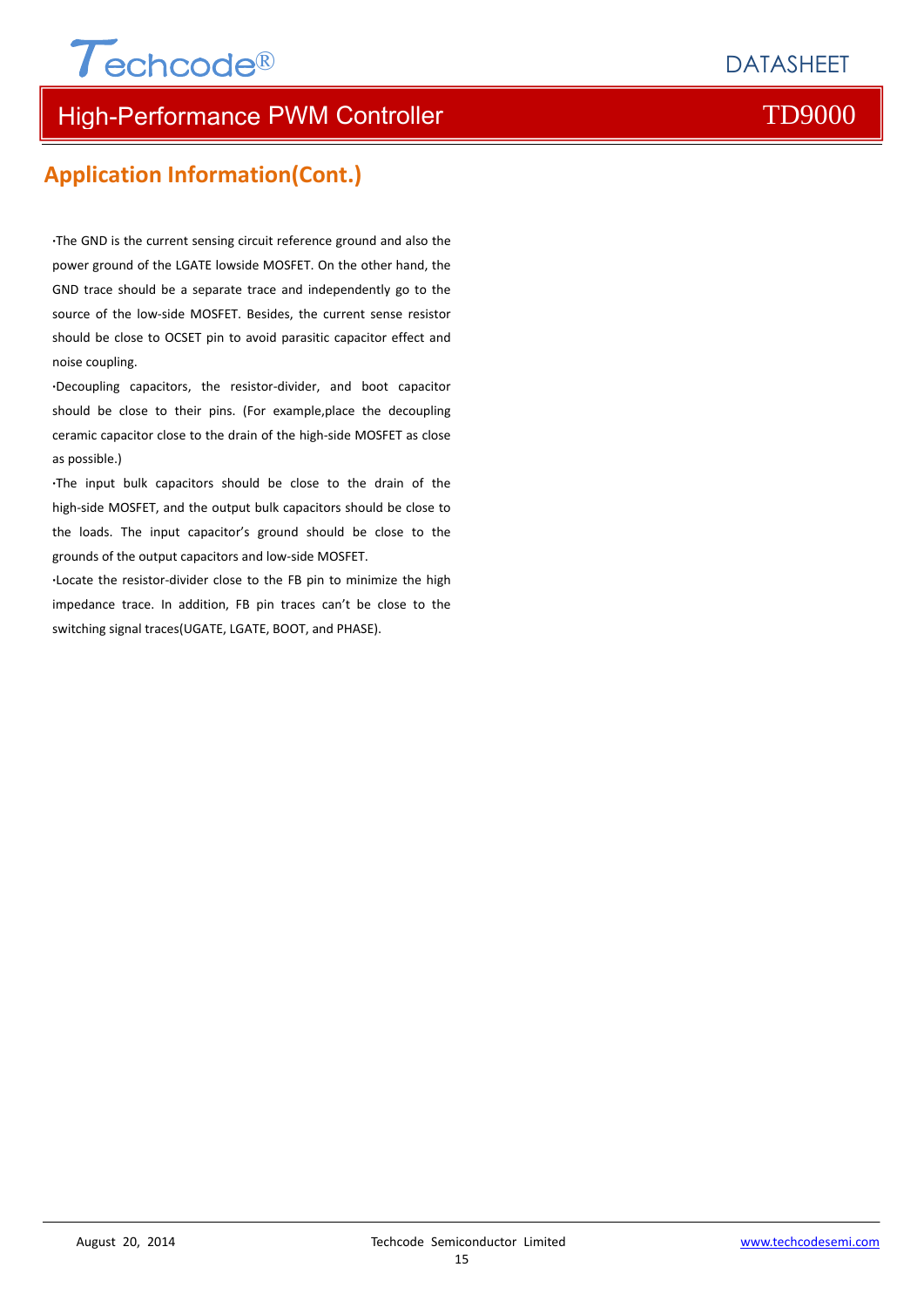## Application Information(Cont.)

·The GND is the current sensing circuit reference ground and also the power ground of the LGATE lowside MOSFET. On the other hand, the GND trace should be a separate trace and independently go to the source of the low-side MOSFET. Besides, the current sense resistor should be close to OCSET pin to avoid parasitic capacitor effect and noise coupling.

·Decoupling capacitors, the resistor-divider, and boot capacitor should be close to their pins. (For example,place the decoupling ceramic capacitor close to the drain of the high-side MOSFET as close as possible.)

·The input bulk capacitors should be close to the drain of the high-side MOSFET, and the output bulk capacitors should be close to the loads. The input capacitor's ground should be close to the grounds of the output capacitors and low-side MOSFET.

·Locate the resistor-divider close to the FB pin to minimize the high impedance trace. In addition, FB pin traces can't be close to the switching signal traces(UGATE, LGATE, BOOT, and PHASE).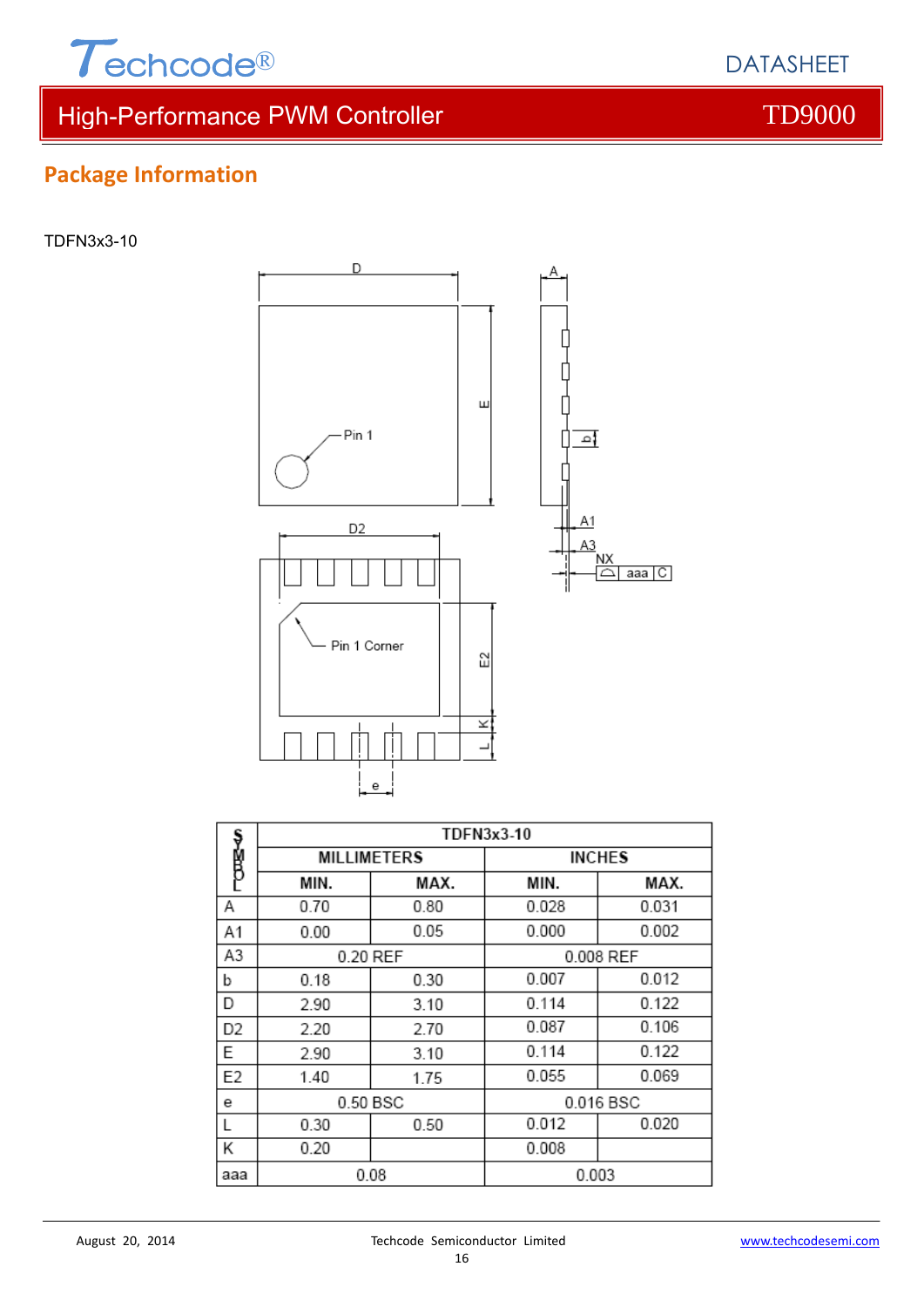## Package Information

TDFN3x3-10

| SYMBOL | TDFN3x3-10 | | | |
|---|---|---|---|---|
| | MILLIMETERS | | INCHES | |
| | MIN. | MAX. | MIN. | MAX. |
| A | 0.70 | 0.80 | 0.028 | 0.031 |
| A1 | 0.00 | 0.05 | 0.000 | 0.002 |
| A3 | 0.20 REF | | 0.008 REF | |
| b | 0.18 | 0.30 | 0.007 | 0.012 |
| D | 2.90 | 3.10 | 0.114 | 0.122 |
| D2 | 2.20 | 2.70 | 0.087 | 0.106 |
| E | 2.90 | 3.10 | 0.114 | 0.122 |
| E2 | 1.40 | 1.75 | 0.055 | 0.069 |
| e | 0.50 BSC | | 0.016 BSC | |
| L | 0.30 | 0.50 | 0.012 | 0.020 |
| K | 0.20 | | 0.008 | |
| aaa | 0.08 | | 0.003 | |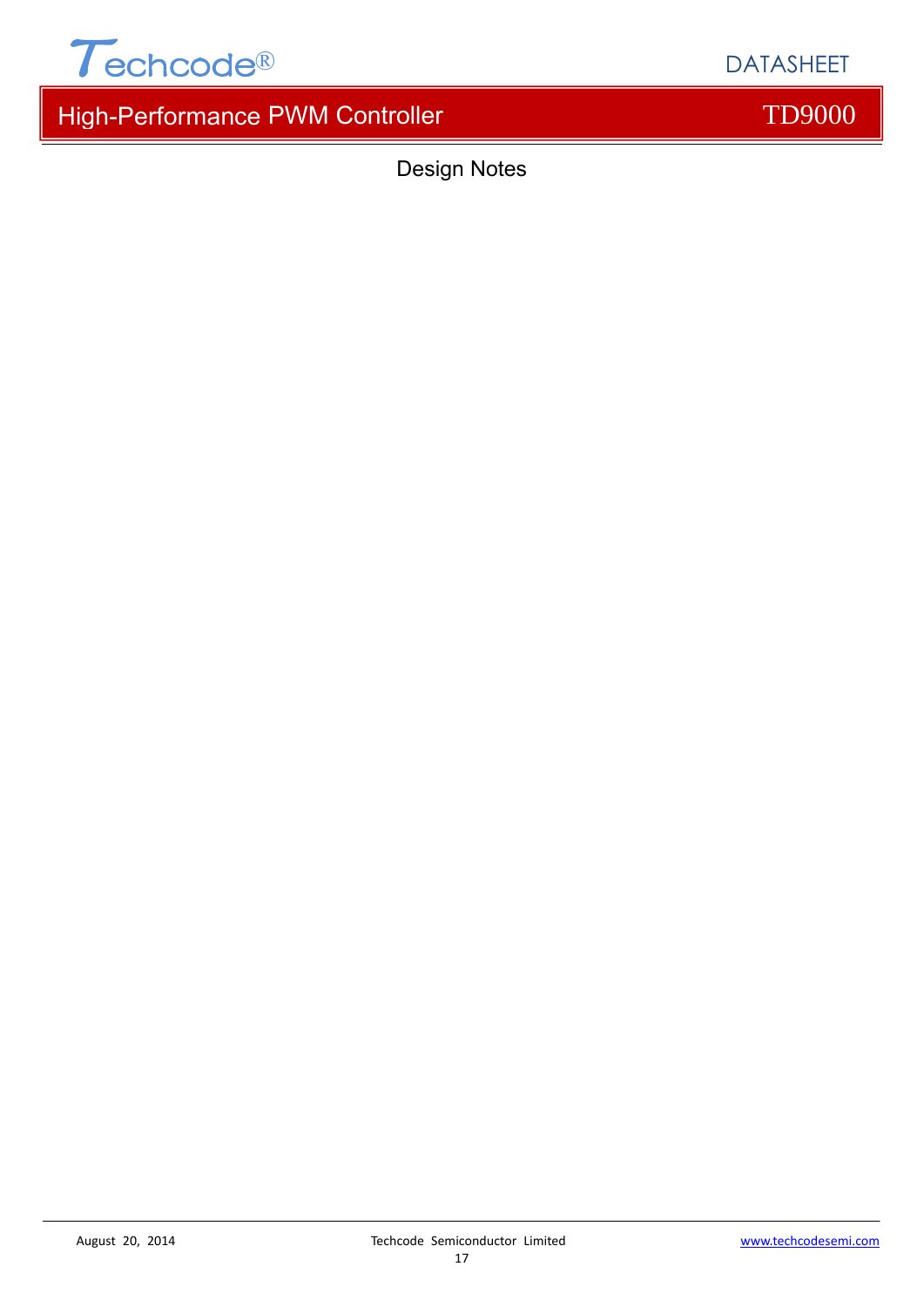Design Notes